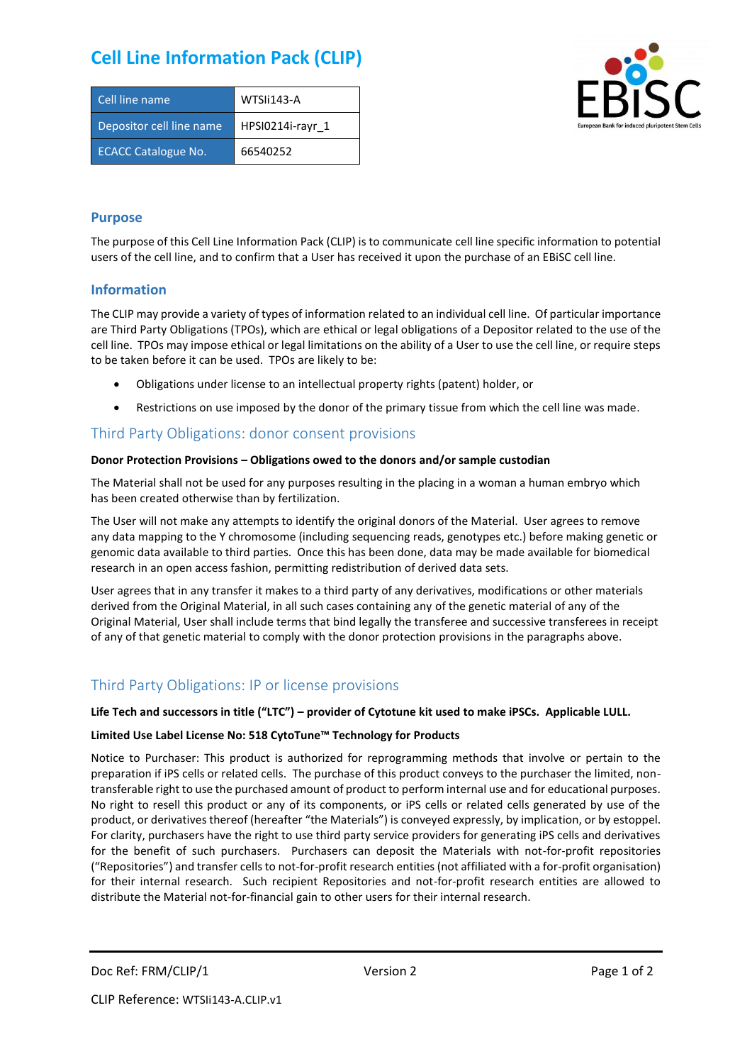# Cell Line Information Pack (CLIP)

| Cell line name | WTSIi143-A |
|---|---|
| Depositor cell line name | HPSI0214i-rayr_1 |
| ECACC Catalogue No. | 66540252 |

## Purpose

The purpose of this Cell Line Information Pack (CLIP) is to communicate cell line specific information to potential users of the cell line, and to confirm that a User has received it upon the purchase of an EBiSC cell line.

## Information

The CLIP may provide a variety of types of information related to an individual cell line. Of particular importance are Third Party Obligations (TPOs), which are ethical or legal obligations of a Depositor related to the use of the cell line. TPOs may impose ethical or legal limitations on the ability of a User to use the cell line, or require steps to be taken before it can be used. TPOs are likely to be:

- Obligations under license to an intellectual property rights (patent) holder, or
- Restrictions on use imposed by the donor of the primary tissue from which the cell line was made.

## Third Party Obligations: donor consent provisions

**Donor Protection Provisions – Obligations owed to the donors and/or sample custodian**

The Material shall not be used for any purposes resulting in the placing in a woman a human embryo which has been created otherwise than by fertilization.

The User will not make any attempts to identify the original donors of the Material. User agrees to remove any data mapping to the Y chromosome (including sequencing reads, genotypes etc.) before making genetic or genomic data available to third parties. Once this has been done, data may be made available for biomedical research in an open access fashion, permitting redistribution of derived data sets.

User agrees that in any transfer it makes to a third party of any derivatives, modifications or other materials derived from the Original Material, in all such cases containing any of the genetic material of any of the Original Material, User shall include terms that bind legally the transferee and successive transferees in receipt of any of that genetic material to comply with the donor protection provisions in the paragraphs above.

## Third Party Obligations: IP or license provisions

**Life Tech and successors in title ("LTC") – provider of Cytotune kit used to make iPSCs. Applicable LULL.**

**Limited Use Label License No: 518 CytoTune™ Technology for Products**

Notice to Purchaser: This product is authorized for reprogramming methods that involve or pertain to the preparation if iPS cells or related cells. The purchase of this product conveys to the purchaser the limited, non-transferable right to use the purchased amount of product to perform internal use and for educational purposes. No right to resell this product or any of its components, or iPS cells or related cells generated by use of the product, or derivatives thereof (hereafter "the Materials") is conveyed expressly, by implication, or by estoppel. For clarity, purchasers have the right to use third party service providers for generating iPS cells and derivatives for the benefit of such purchasers. Purchasers can deposit the Materials with not-for-profit repositories ("Repositories") and transfer cells to not-for-profit research entities (not affiliated with a for-profit organisation) for their internal research. Such recipient Repositories and not-for-profit research entities are allowed to distribute the Material not-for-financial gain to other users for their internal research.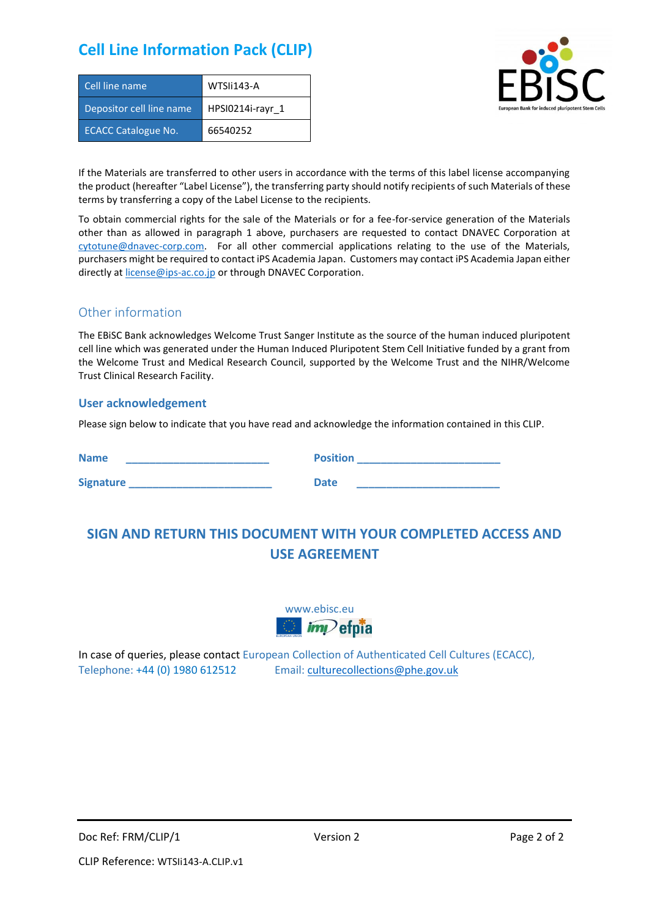# Cell Line Information Pack (CLIP)

| | |
|---|---|
| Cell line name | WTSIi143-A |
| Depositor cell line name | HPSI0214i-rayr_1 |
| ECACC Catalogue No. | 66540252 |

If the Materials are transferred to other users in accordance with the terms of this label license accompanying the product (hereafter “Label License”), the transferring party should notify recipients of such Materials of these terms by transferring a copy of the Label License to the recipients.

To obtain commercial rights for the sale of the Materials or for a fee-for-service generation of the Materials other than as allowed in paragraph 1 above, purchasers are requested to contact DNAVEC Corporation at cytotune@dnavec-corp.com. For all other commercial applications relating to the use of the Materials, purchasers might be required to contact iPS Academia Japan. Customers may contact iPS Academia Japan either directly at license@ips-ac.co.jp or through DNAVEC Corporation.

## Other information

The EBiSC Bank acknowledges Welcome Trust Sanger Institute as the source of the human induced pluripotent cell line which was generated under the Human Induced Pluripotent Stem Cell Initiative funded by a grant from the Welcome Trust and Medical Research Council, supported by the Welcome Trust and the NIHR/Welcome Trust Clinical Research Facility.

### User acknowledgement

Please sign below to indicate that you have read and acknowledge the information contained in this CLIP.

**Name** ________________________ **Position** ________________________

**Signature** ________________________ **Date** ________________________

## SIGN AND RETURN THIS DOCUMENT WITH YOUR COMPLETED ACCESS AND USE AGREEMENT

www.ebisc.eu

In case of queries, please contact European Collection of Authenticated Cell Cultures (ECACC), Telephone: +44 (0) 1980 612512 Email: culturecollections@phe.gov.uk

Doc Ref: FRM/CLIP/1 Version 2

CLIP Reference: WTSIi143-A.CLIP.v1